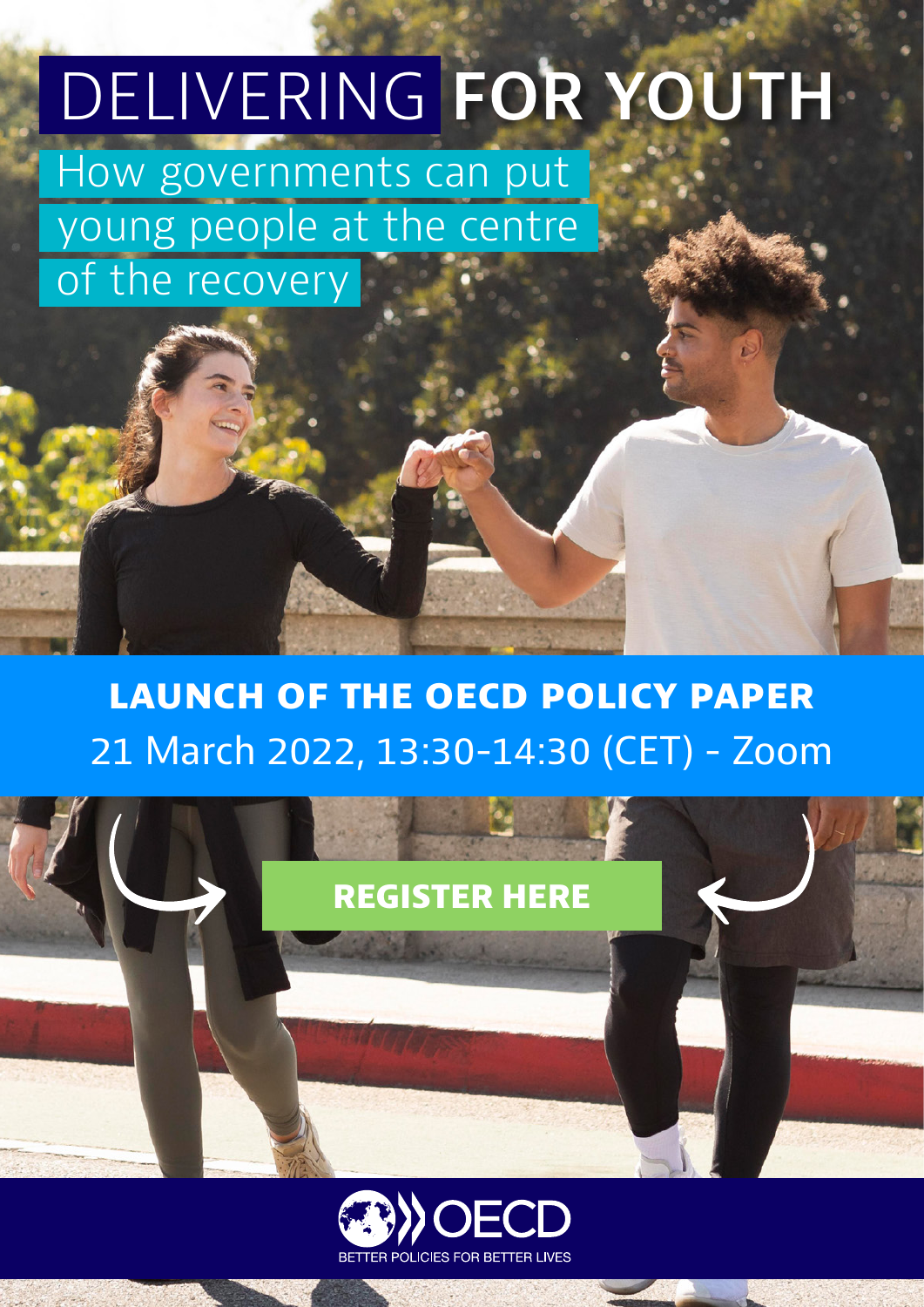# DELIVERING FOR YOUTH

## How governments can put young people at the centre of the recovery

**LAUNCH OF THE OECD POLICY PAPER**

21 March 2022, 13:30-14:30 (CET) - Zoom

**REGISTER HERE**

OECD

BETTER POLICIES FOR BETTER LIVES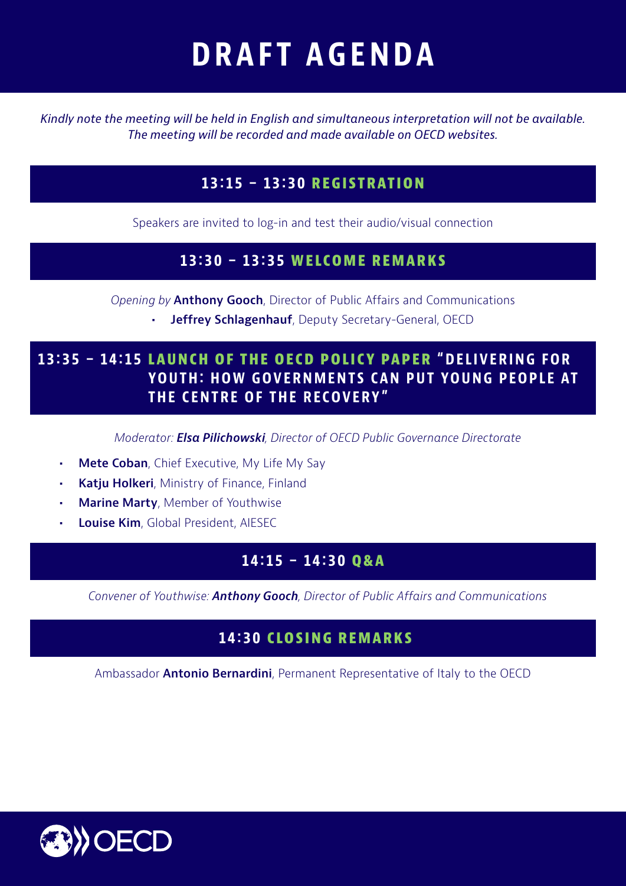# DRAFT AGENDA

*Kindly note the meeting will be held in English and simultaneous interpretation will not be available. The meeting will be recorded and made available on OECD websites.*

## 13:15 – 13:30 REGISTRATION

Speakers are invited to log-in and test their audio/visual connection

## 13:30 – 13:35 WELCOME REMARKS

*Opening by* **Anthony Gooch**, Director of Public Affairs and Communications

- **Jeffrey Schlagenhauf**, Deputy Secretary-General, OECD

## 13:35 – 14:15 LAUNCH OF THE OECD POLICY PAPER "DELIVERING FOR YOUTH: HOW GOVERNMENTS CAN PUT YOUNG PEOPLE AT THE CENTRE OF THE RECOVERY"

*Moderator: **Elsa Pilichowski**, Director of OECD Public Governance Directorate*

- **Mete Coban**, Chief Executive, My Life My Say
- **Katju Holkeri**, Ministry of Finance, Finland
- **Marine Marty**, Member of Youthwise
- **Louise Kim**, Global President, AIESEC

## 14:15 – 14:30 Q&A

*Convener of Youthwise: **Anthony Gooch**, Director of Public Affairs and Communications*

## 14:30 CLOSING REMARKS

Ambassador **Antonio Bernardini**, Permanent Representative of Italy to the OECD

OECD